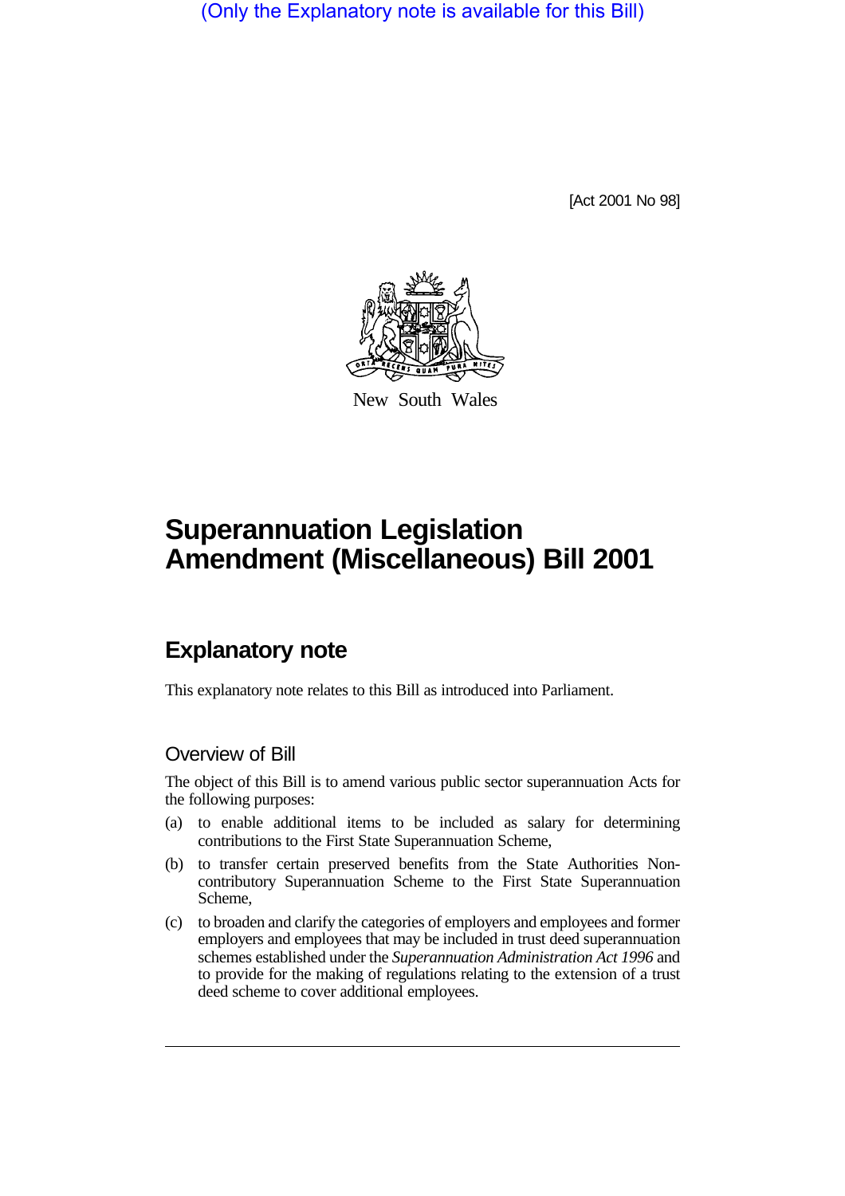(Only the Explanatory note is available for this Bill)

[Act 2001 No 98]

New South Wales

# Superannuation Legislation Amendment (Miscellaneous) Bill 2001

## Explanatory note

This explanatory note relates to this Bill as introduced into Parliament.

### Overview of Bill

The object of this Bill is to amend various public sector superannuation Acts for the following purposes:

(a) to enable additional items to be included as salary for determining contributions to the First State Superannuation Scheme,

(b) to transfer certain preserved benefits from the State Authorities Non-contributory Superannuation Scheme to the First State Superannuation Scheme,

(c) to broaden and clarify the categories of employers and employees and former employers and employees that may be included in trust deed superannuation schemes established under the *Superannuation Administration Act 1996* and to provide for the making of regulations relating to the extension of a trust deed scheme to cover additional employees.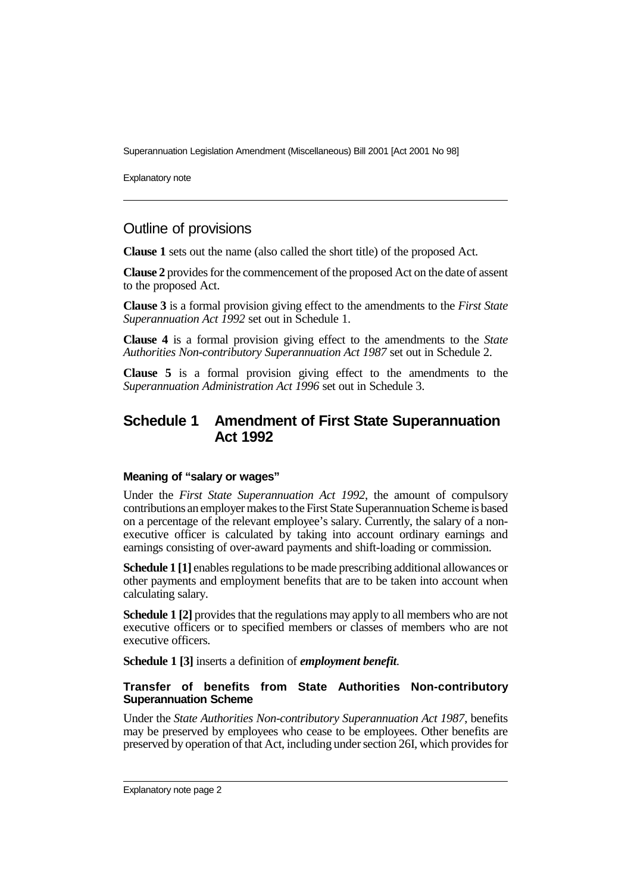## Outline of provisions

**Clause 1** sets out the name (also called the short title) of the proposed Act.

**Clause 2** provides for the commencement of the proposed Act on the date of assent to the proposed Act.

**Clause 3** is a formal provision giving effect to the amendments to the *First State Superannuation Act 1992* set out in Schedule 1.

**Clause 4** is a formal provision giving effect to the amendments to the *State Authorities Non-contributory Superannuation Act 1987* set out in Schedule 2.

**Clause 5** is a formal provision giving effect to the amendments to the *Superannuation Administration Act 1996* set out in Schedule 3.

## Schedule 1 Amendment of First State Superannuation Act 1992

### Meaning of "salary or wages"

Under the *First State Superannuation Act 1992*, the amount of compulsory contributions an employer makes to the First State Superannuation Scheme is based on a percentage of the relevant employee's salary. Currently, the salary of a non-executive officer is calculated by taking into account ordinary earnings and earnings consisting of over-award payments and shift-loading or commission.

**Schedule 1 [1]** enables regulations to be made prescribing additional allowances or other payments and employment benefits that are to be taken into account when calculating salary.

**Schedule 1 [2]** provides that the regulations may apply to all members who are not executive officers or to specified members or classes of members who are not executive officers.

**Schedule 1 [3]** inserts a definition of ***employment benefit***.

### Transfer of benefits from State Authorities Non-contributory Superannuation Scheme

Under the *State Authorities Non-contributory Superannuation Act 1987*, benefits may be preserved by employees who cease to be employees. Other benefits are preserved by operation of that Act, including under section 26I, which provides for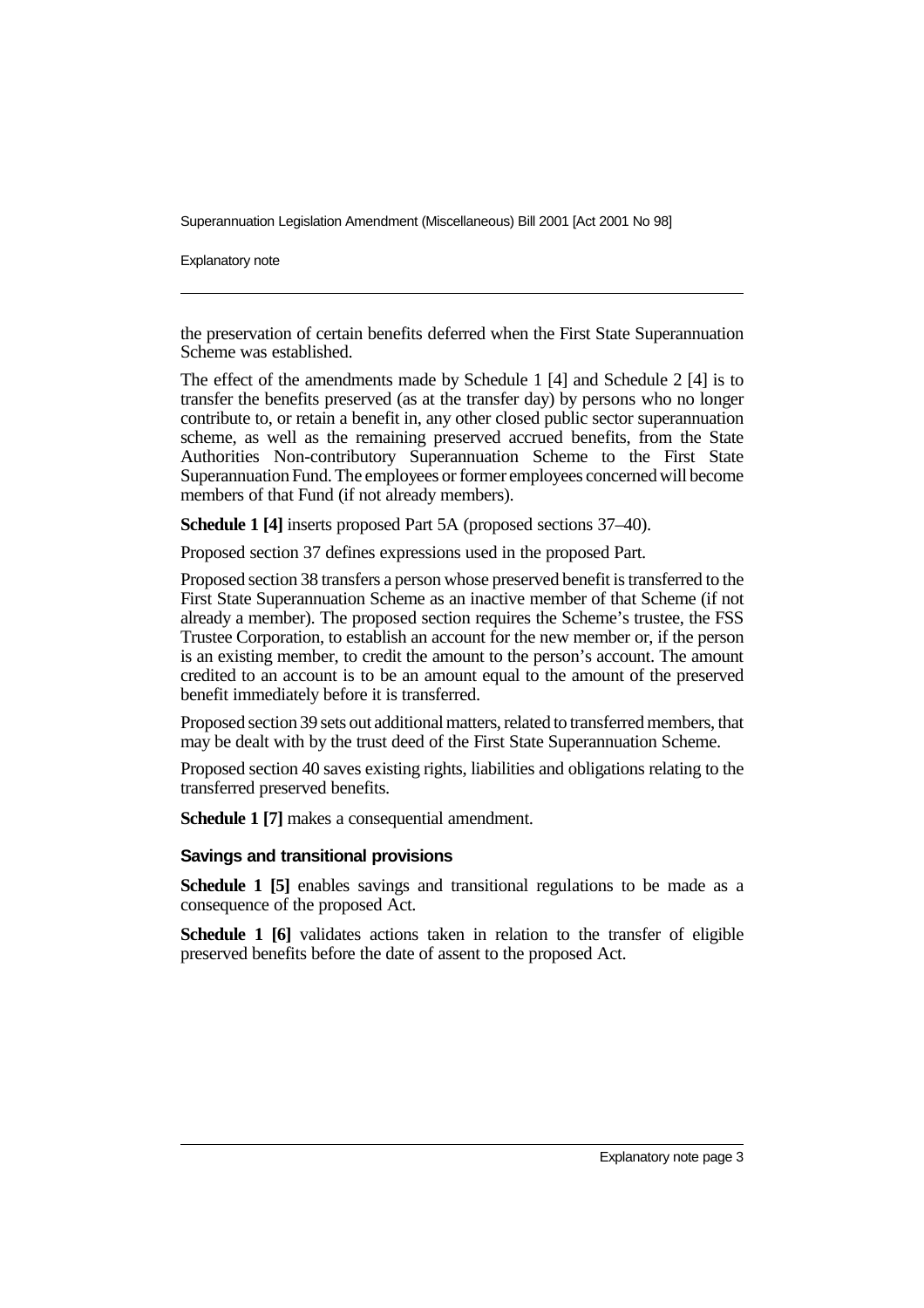the preservation of certain benefits deferred when the First State Superannuation Scheme was established.

The effect of the amendments made by Schedule 1 [4] and Schedule 2 [4] is to transfer the benefits preserved (as at the transfer day) by persons who no longer contribute to, or retain a benefit in, any other closed public sector superannuation scheme, as well as the remaining preserved accrued benefits, from the State Authorities Non-contributory Superannuation Scheme to the First State Superannuation Fund. The employees or former employees concerned will become members of that Fund (if not already members).

**Schedule 1 [4]** inserts proposed Part 5A (proposed sections 37–40).

Proposed section 37 defines expressions used in the proposed Part.

Proposed section 38 transfers a person whose preserved benefit is transferred to the First State Superannuation Scheme as an inactive member of that Scheme (if not already a member). The proposed section requires the Scheme's trustee, the FSS Trustee Corporation, to establish an account for the new member or, if the person is an existing member, to credit the amount to the person's account. The amount credited to an account is to be an amount equal to the amount of the preserved benefit immediately before it is transferred.

Proposed section 39 sets out additional matters, related to transferred members, that may be dealt with by the trust deed of the First State Superannuation Scheme.

Proposed section 40 saves existing rights, liabilities and obligations relating to the transferred preserved benefits.

**Schedule 1 [7]** makes a consequential amendment.

### Savings and transitional provisions

**Schedule 1 [5]** enables savings and transitional regulations to be made as a consequence of the proposed Act.

**Schedule 1 [6]** validates actions taken in relation to the transfer of eligible preserved benefits before the date of assent to the proposed Act.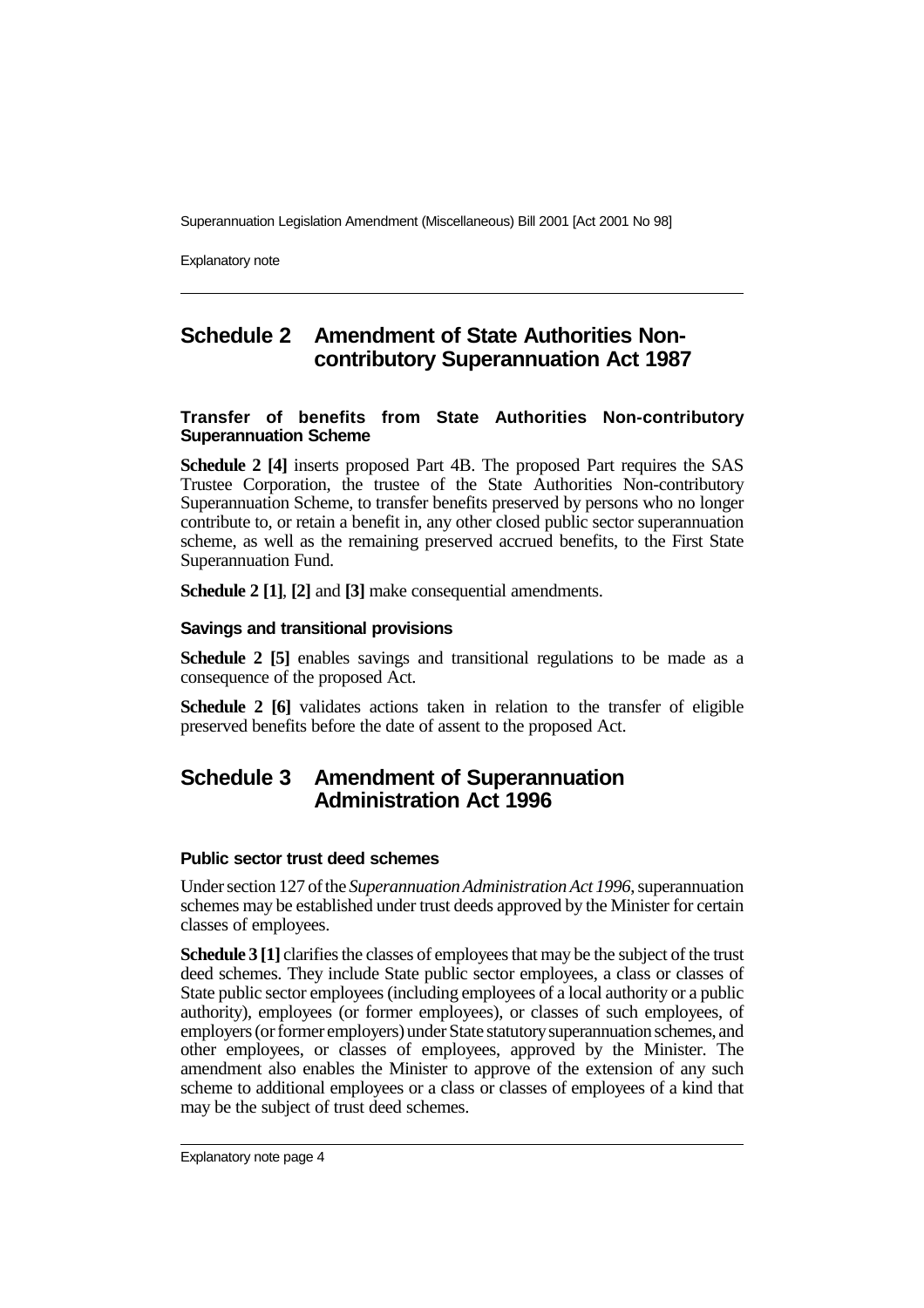## Schedule 2 Amendment of State Authorities Non-contributory Superannuation Act 1987

### Transfer of benefits from State Authorities Non-contributory Superannuation Scheme

**Schedule 2 [4]** inserts proposed Part 4B. The proposed Part requires the SAS Trustee Corporation, the trustee of the State Authorities Non-contributory Superannuation Scheme, to transfer benefits preserved by persons who no longer contribute to, or retain a benefit in, any other closed public sector superannuation scheme, as well as the remaining preserved accrued benefits, to the First State Superannuation Fund.

**Schedule 2 [1]**, **[2]** and **[3]** make consequential amendments.

### Savings and transitional provisions

**Schedule 2 [5]** enables savings and transitional regulations to be made as a consequence of the proposed Act.

**Schedule 2 [6]** validates actions taken in relation to the transfer of eligible preserved benefits before the date of assent to the proposed Act.

## Schedule 3 Amendment of Superannuation Administration Act 1996

### Public sector trust deed schemes

Under section 127 of the *Superannuation Administration Act 1996*, superannuation schemes may be established under trust deeds approved by the Minister for certain classes of employees.

**Schedule 3 [1]** clarifies the classes of employees that may be the subject of the trust deed schemes. They include State public sector employees, a class or classes of State public sector employees (including employees of a local authority or a public authority), employees (or former employees), or classes of such employees, of employers (or former employers) under State statutory superannuation schemes, and other employees, or classes of employees, approved by the Minister. The amendment also enables the Minister to approve of the extension of any such scheme to additional employees or a class or classes of employees of a kind that may be the subject of trust deed schemes.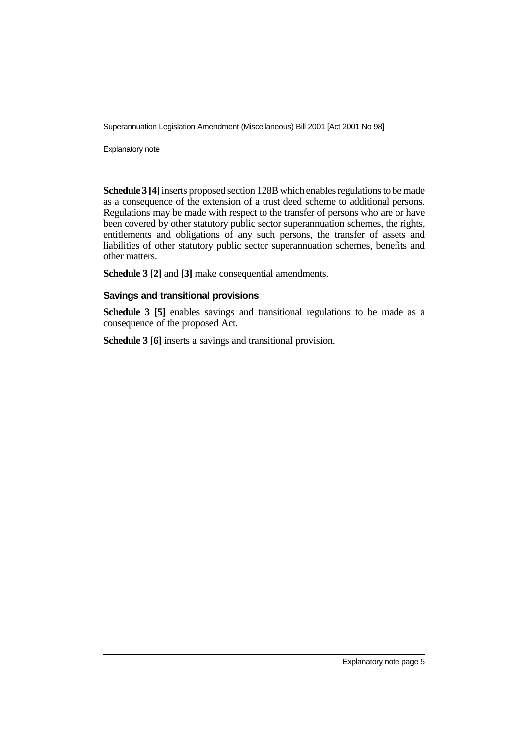**Schedule 3 [4]** inserts proposed section 128B which enables regulations to be made as a consequence of the extension of a trust deed scheme to additional persons. Regulations may be made with respect to the transfer of persons who are or have been covered by other statutory public sector superannuation schemes, the rights, entitlements and obligations of any such persons, the transfer of assets and liabilities of other statutory public sector superannuation schemes, benefits and other matters.

**Schedule 3 [2]** and **[3]** make consequential amendments.

### Savings and transitional provisions

**Schedule 3 [5]** enables savings and transitional regulations to be made as a consequence of the proposed Act.

**Schedule 3 [6]** inserts a savings and transitional provision.